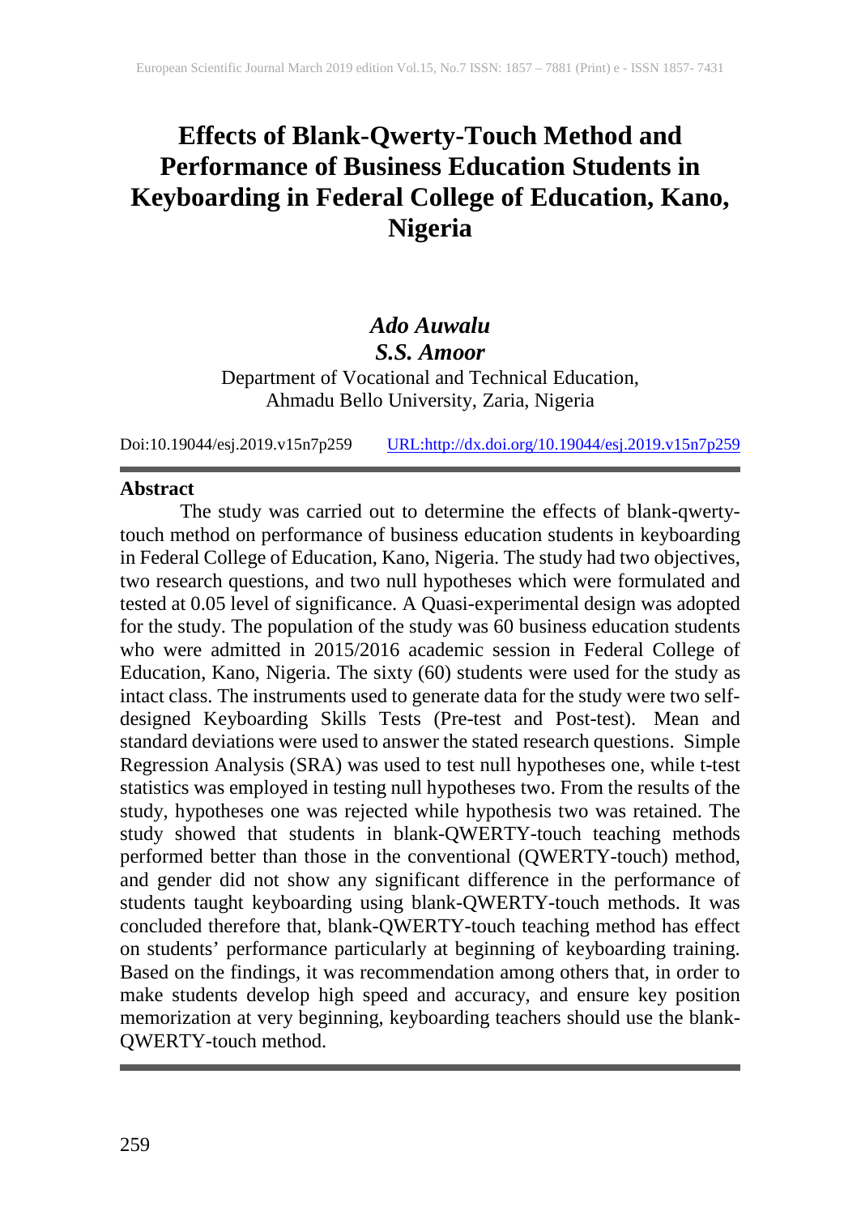# Effects of Blank-Qwerty-Touch Method and Performance of Business Education Students in Keyboarding in Federal College of Education, Kano, Nigeria

***Ado Auwalu***
***S.S. Amoor***

Department of Vocational and Technical Education,
Ahmadu Bello University, Zaria, Nigeria

Doi:10.19044/esj.2019.v15n7p259 URL:http://dx.doi.org/10.19044/esj.2019.v15n7p259

## Abstract

The study was carried out to determine the effects of blank-qwerty-touch method on performance of business education students in keyboarding in Federal College of Education, Kano, Nigeria. The study had two objectives, two research questions, and two null hypotheses which were formulated and tested at 0.05 level of significance. A Quasi-experimental design was adopted for the study. The population of the study was 60 business education students who were admitted in 2015/2016 academic session in Federal College of Education, Kano, Nigeria. The sixty (60) students were used for the study as intact class. The instruments used to generate data for the study were two self-designed Keyboarding Skills Tests (Pre-test and Post-test). Mean and standard deviations were used to answer the stated research questions. Simple Regression Analysis (SRA) was used to test null hypotheses one, while t-test statistics was employed in testing null hypotheses two. From the results of the study, hypotheses one was rejected while hypothesis two was retained. The study showed that students in blank-QWERTY-touch teaching methods performed better than those in the conventional (QWERTY-touch) method, and gender did not show any significant difference in the performance of students taught keyboarding using blank-QWERTY-touch methods. It was concluded therefore that, blank-QWERTY-touch teaching method has effect on students' performance particularly at beginning of keyboarding training. Based on the findings, it was recommendation among others that, in order to make students develop high speed and accuracy, and ensure key position memorization at very beginning, keyboarding teachers should use the blank-QWERTY-touch method.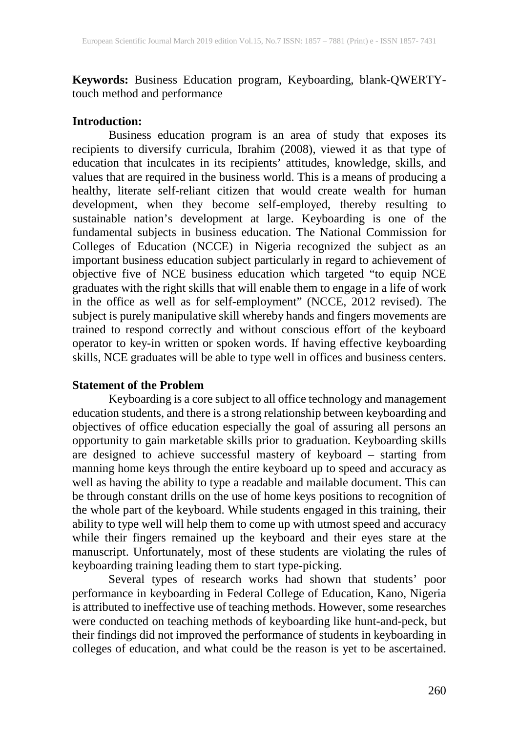**Keywords:** Business Education program, Keyboarding, blank-QWERTY-touch method and performance

## Introduction:

Business education program is an area of study that exposes its recipients to diversify curricula, Ibrahim (2008), viewed it as that type of education that inculcates in its recipients' attitudes, knowledge, skills, and values that are required in the business world. This is a means of producing a healthy, literate self-reliant citizen that would create wealth for human development, when they become self-employed, thereby resulting to sustainable nation's development at large. Keyboarding is one of the fundamental subjects in business education. The National Commission for Colleges of Education (NCCE) in Nigeria recognized the subject as an important business education subject particularly in regard to achievement of objective five of NCE business education which targeted "to equip NCE graduates with the right skills that will enable them to engage in a life of work in the office as well as for self-employment" (NCCE, 2012 revised). The subject is purely manipulative skill whereby hands and fingers movements are trained to respond correctly and without conscious effort of the keyboard operator to key-in written or spoken words. If having effective keyboarding skills, NCE graduates will be able to type well in offices and business centers.

## Statement of the Problem

Keyboarding is a core subject to all office technology and management education students, and there is a strong relationship between keyboarding and objectives of office education especially the goal of assuring all persons an opportunity to gain marketable skills prior to graduation. Keyboarding skills are designed to achieve successful mastery of keyboard – starting from manning home keys through the entire keyboard up to speed and accuracy as well as having the ability to type a readable and mailable document. This can be through constant drills on the use of home keys positions to recognition of the whole part of the keyboard. While students engaged in this training, their ability to type well will help them to come up with utmost speed and accuracy while their fingers remained up the keyboard and their eyes stare at the manuscript. Unfortunately, most of these students are violating the rules of keyboarding training leading them to start type-picking.

Several types of research works had shown that students' poor performance in keyboarding in Federal College of Education, Kano, Nigeria is attributed to ineffective use of teaching methods. However, some researches were conducted on teaching methods of keyboarding like hunt-and-peck, but their findings did not improved the performance of students in keyboarding in colleges of education, and what could be the reason is yet to be ascertained.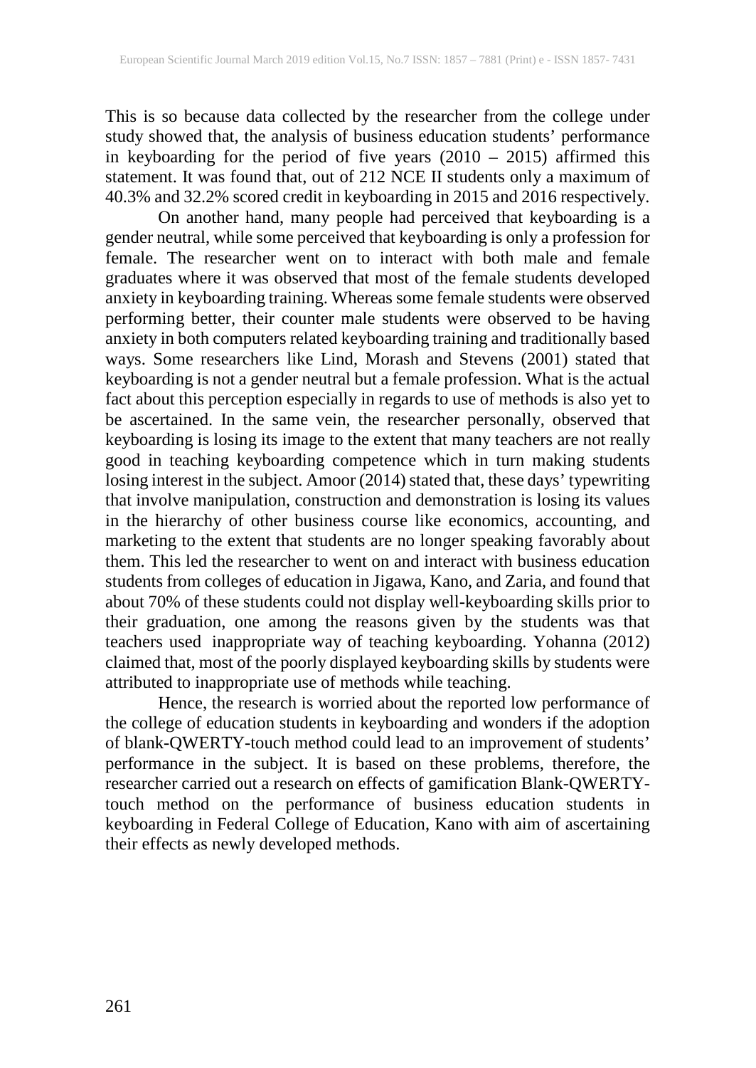This is so because data collected by the researcher from the college under study showed that, the analysis of business education students' performance in keyboarding for the period of five years (2010 – 2015) affirmed this statement. It was found that, out of 212 NCE II students only a maximum of 40.3% and 32.2% scored credit in keyboarding in 2015 and 2016 respectively.

On another hand, many people had perceived that keyboarding is a gender neutral, while some perceived that keyboarding is only a profession for female. The researcher went on to interact with both male and female graduates where it was observed that most of the female students developed anxiety in keyboarding training. Whereas some female students were observed performing better, their counter male students were observed to be having anxiety in both computers related keyboarding training and traditionally based ways. Some researchers like Lind, Morash and Stevens (2001) stated that keyboarding is not a gender neutral but a female profession. What is the actual fact about this perception especially in regards to use of methods is also yet to be ascertained. In the same vein, the researcher personally, observed that keyboarding is losing its image to the extent that many teachers are not really good in teaching keyboarding competence which in turn making students losing interest in the subject. Amoor (2014) stated that, these days' typewriting that involve manipulation, construction and demonstration is losing its values in the hierarchy of other business course like economics, accounting, and marketing to the extent that students are no longer speaking favorably about them. This led the researcher to went on and interact with business education students from colleges of education in Jigawa, Kano, and Zaria, and found that about 70% of these students could not display well-keyboarding skills prior to their graduation, one among the reasons given by the students was that teachers used inappropriate way of teaching keyboarding. Yohanna (2012) claimed that, most of the poorly displayed keyboarding skills by students were attributed to inappropriate use of methods while teaching.

Hence, the research is worried about the reported low performance of the college of education students in keyboarding and wonders if the adoption of blank-QWERTY-touch method could lead to an improvement of students' performance in the subject. It is based on these problems, therefore, the researcher carried out a research on effects of gamification Blank-QWERTY-touch method on the performance of business education students in keyboarding in Federal College of Education, Kano with aim of ascertaining their effects as newly developed methods.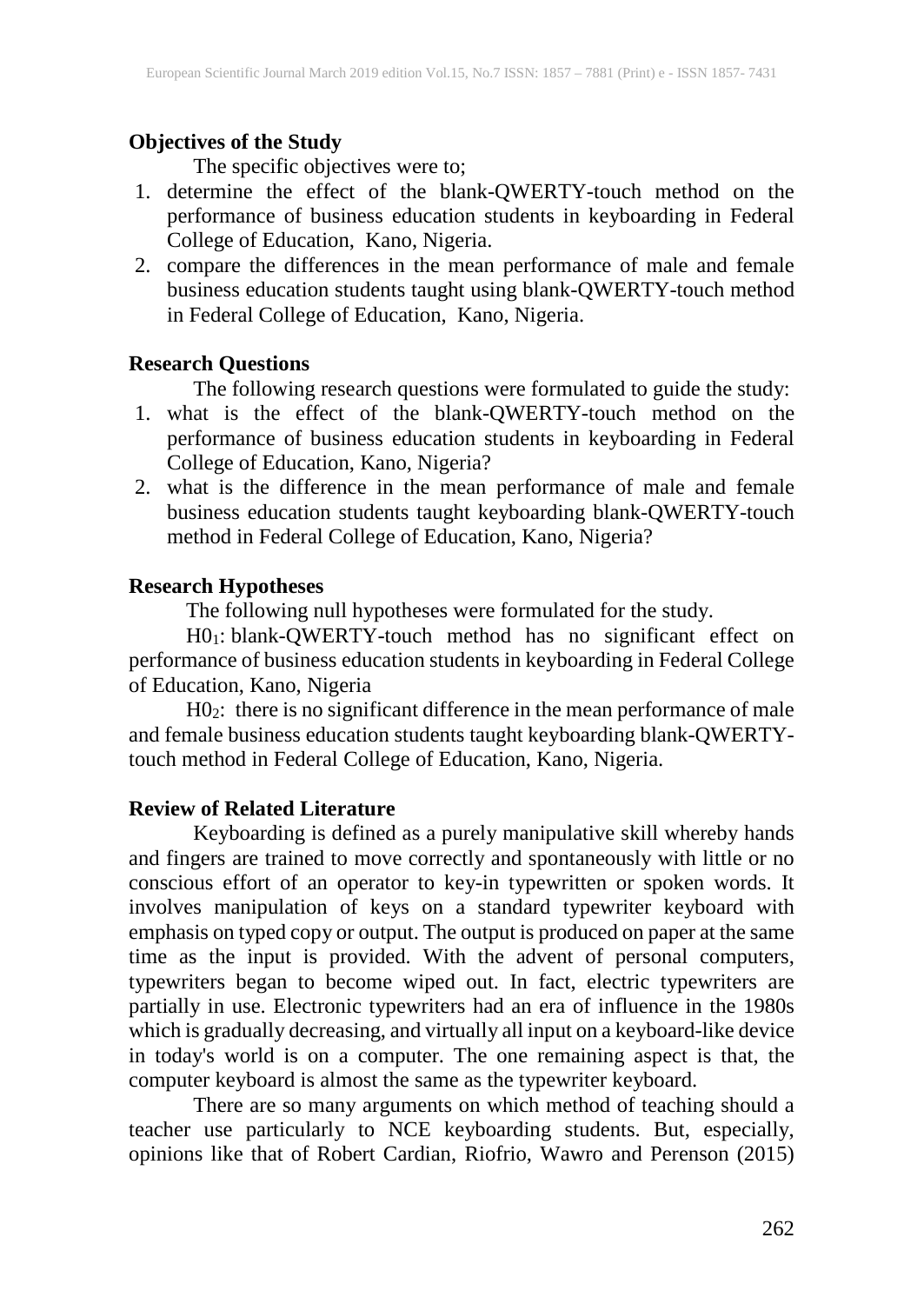## Objectives of the Study

The specific objectives were to;

1. determine the effect of the blank-QWERTY-touch method on the performance of business education students in keyboarding in Federal College of Education, Kano, Nigeria.
2. compare the differences in the mean performance of male and female business education students taught using blank-QWERTY-touch method in Federal College of Education, Kano, Nigeria.

## Research Questions

The following research questions were formulated to guide the study:

1. what is the effect of the blank-QWERTY-touch method on the performance of business education students in keyboarding in Federal College of Education, Kano, Nigeria?
2. what is the difference in the mean performance of male and female business education students taught keyboarding blank-QWERTY-touch method in Federal College of Education, Kano, Nigeria?

## Research Hypotheses

The following null hypotheses were formulated for the study.

$H0_1$: blank-QWERTY-touch method has no significant effect on performance of business education students in keyboarding in Federal College of Education, Kano, Nigeria

$H0_2$: there is no significant difference in the mean performance of male and female business education students taught keyboarding blank-QWERTY-touch method in Federal College of Education, Kano, Nigeria.

## Review of Related Literature

Keyboarding is defined as a purely manipulative skill whereby hands and fingers are trained to move correctly and spontaneously with little or no conscious effort of an operator to key-in typewritten or spoken words. It involves manipulation of keys on a standard typewriter keyboard with emphasis on typed copy or output. The output is produced on paper at the same time as the input is provided. With the advent of personal computers, typewriters began to become wiped out. In fact, electric typewriters are partially in use. Electronic typewriters had an era of influence in the 1980s which is gradually decreasing, and virtually all input on a keyboard-like device in today's world is on a computer. The one remaining aspect is that, the computer keyboard is almost the same as the typewriter keyboard.

There are so many arguments on which method of teaching should a teacher use particularly to NCE keyboarding students. But, especially, opinions like that of Robert Cardian, Riofrio, Wawro and Perenson (2015)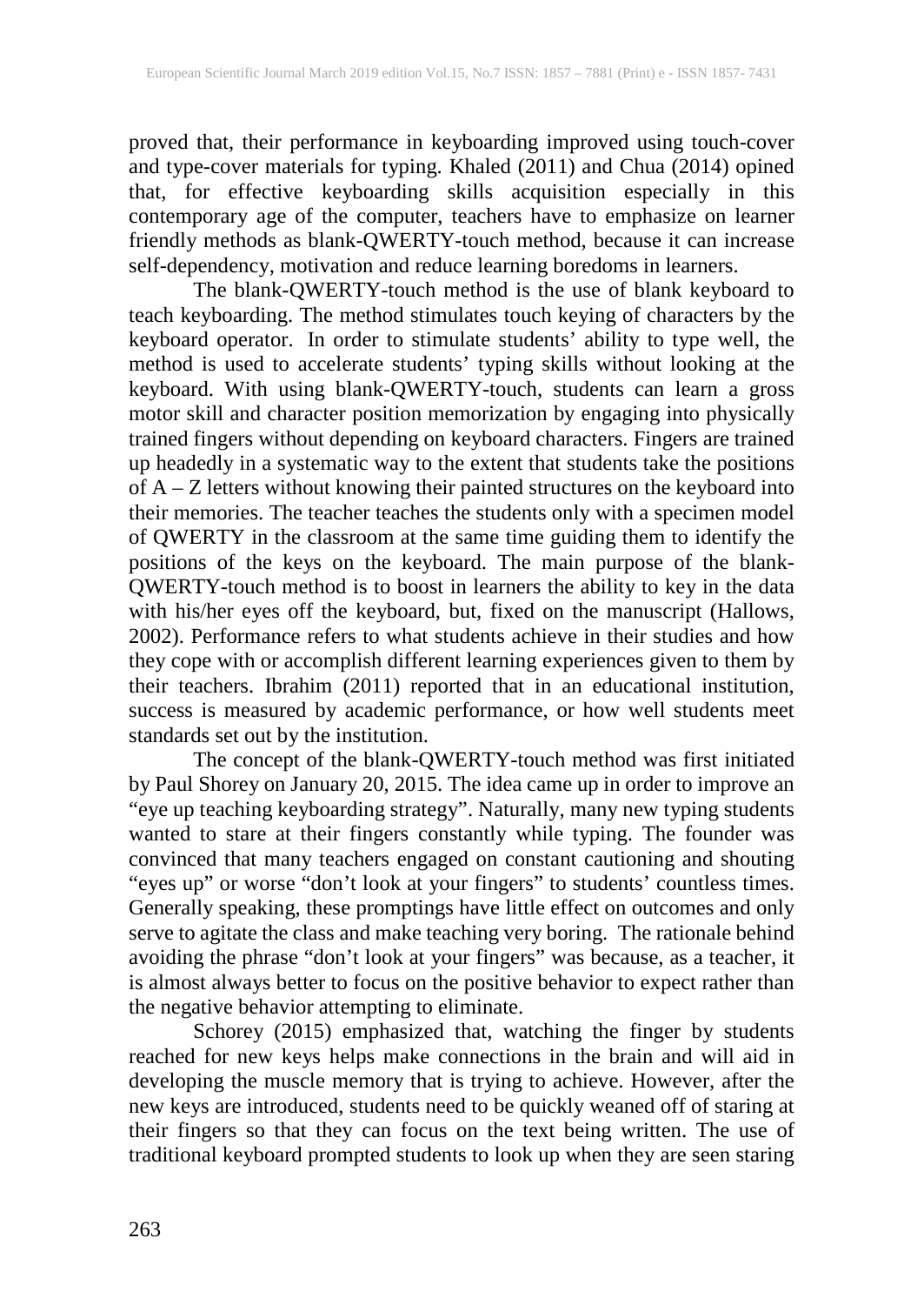proved that, their performance in keyboarding improved using touch-cover and type-cover materials for typing. Khaled (2011) and Chua (2014) opined that, for effective keyboarding skills acquisition especially in this contemporary age of the computer, teachers have to emphasize on learner friendly methods as blank-QWERTY-touch method, because it can increase self-dependency, motivation and reduce learning boredoms in learners.

The blank-QWERTY-touch method is the use of blank keyboard to teach keyboarding. The method stimulates touch keying of characters by the keyboard operator. In order to stimulate students' ability to type well, the method is used to accelerate students' typing skills without looking at the keyboard. With using blank-QWERTY-touch, students can learn a gross motor skill and character position memorization by engaging into physically trained fingers without depending on keyboard characters. Fingers are trained up headedly in a systematic way to the extent that students take the positions of A – Z letters without knowing their painted structures on the keyboard into their memories. The teacher teaches the students only with a specimen model of QWERTY in the classroom at the same time guiding them to identify the positions of the keys on the keyboard. The main purpose of the blank-QWERTY-touch method is to boost in learners the ability to key in the data with his/her eyes off the keyboard, but, fixed on the manuscript (Hallows, 2002). Performance refers to what students achieve in their studies and how they cope with or accomplish different learning experiences given to them by their teachers. Ibrahim (2011) reported that in an educational institution, success is measured by academic performance, or how well students meet standards set out by the institution.

The concept of the blank-QWERTY-touch method was first initiated by Paul Shorey on January 20, 2015. The idea came up in order to improve an "eye up teaching keyboarding strategy". Naturally, many new typing students wanted to stare at their fingers constantly while typing. The founder was convinced that many teachers engaged on constant cautioning and shouting "eyes up" or worse "don't look at your fingers" to students' countless times. Generally speaking, these promptings have little effect on outcomes and only serve to agitate the class and make teaching very boring. The rationale behind avoiding the phrase "don't look at your fingers" was because, as a teacher, it is almost always better to focus on the positive behavior to expect rather than the negative behavior attempting to eliminate.

Schorey (2015) emphasized that, watching the finger by students reached for new keys helps make connections in the brain and will aid in developing the muscle memory that is trying to achieve. However, after the new keys are introduced, students need to be quickly weaned off of staring at their fingers so that they can focus on the text being written. The use of traditional keyboard prompted students to look up when they are seen staring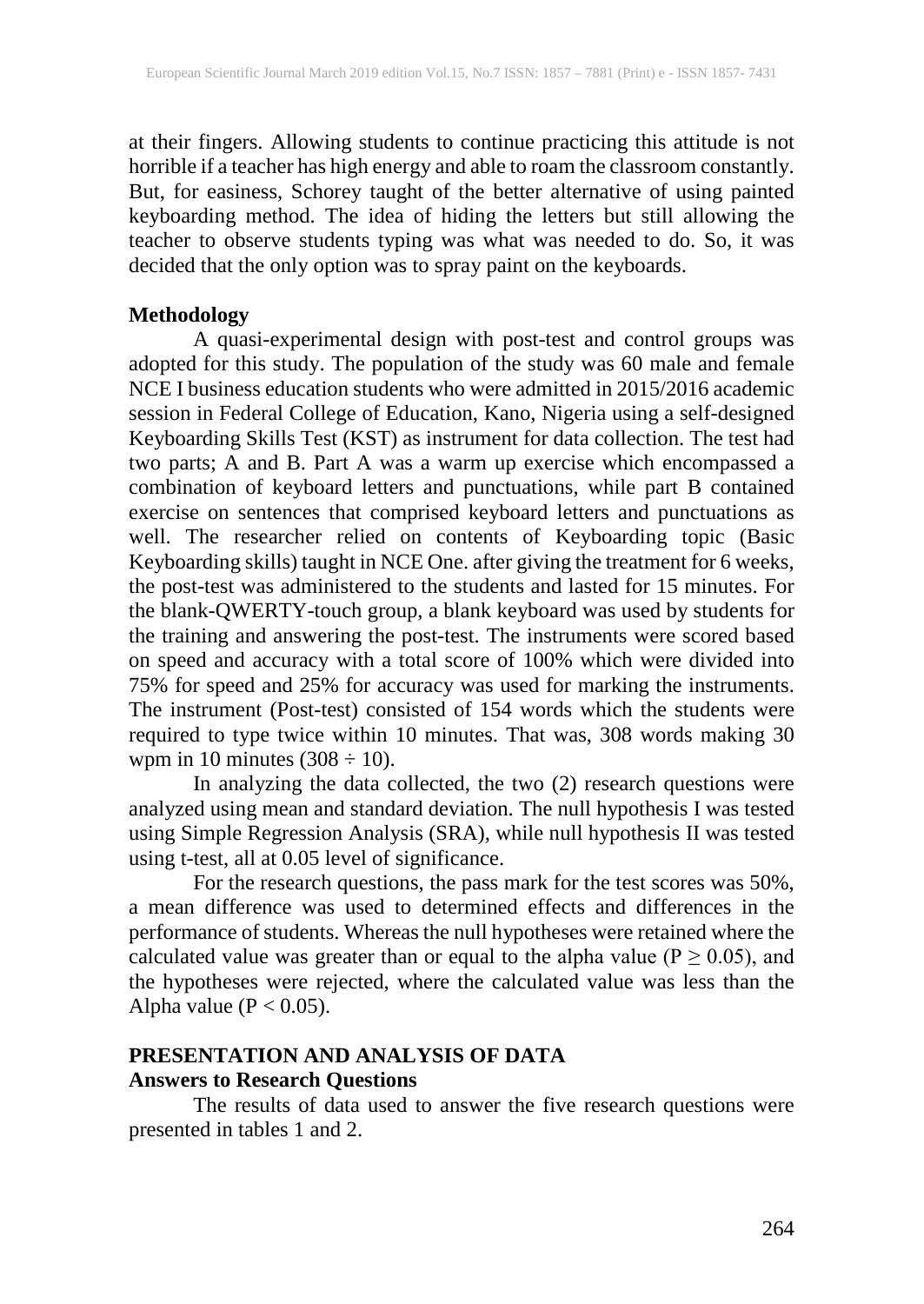at their fingers. Allowing students to continue practicing this attitude is not horrible if a teacher has high energy and able to roam the classroom constantly. But, for easiness, Schorey taught of the better alternative of using painted keyboarding method. The idea of hiding the letters but still allowing the teacher to observe students typing was what was needed to do. So, it was decided that the only option was to spray paint on the keyboards.

**Methodology**

A quasi-experimental design with post-test and control groups was adopted for this study. The population of the study was 60 male and female NCE I business education students who were admitted in 2015/2016 academic session in Federal College of Education, Kano, Nigeria using a self-designed Keyboarding Skills Test (KST) as instrument for data collection. The test had two parts; A and B. Part A was a warm up exercise which encompassed a combination of keyboard letters and punctuations, while part B contained exercise on sentences that comprised keyboard letters and punctuations as well. The researcher relied on contents of Keyboarding topic (Basic Keyboarding skills) taught in NCE One. after giving the treatment for 6 weeks, the post-test was administered to the students and lasted for 15 minutes. For the blank-QWERTY-touch group, a blank keyboard was used by students for the training and answering the post-test. The instruments were scored based on speed and accuracy with a total score of 100% which were divided into 75% for speed and 25% for accuracy was used for marking the instruments. The instrument (Post-test) consisted of 154 words which the students were required to type twice within 10 minutes. That was, 308 words making 30 wpm in 10 minutes ($308 \div 10$).

In analyzing the data collected, the two (2) research questions were analyzed using mean and standard deviation. The null hypothesis I was tested using Simple Regression Analysis (SRA), while null hypothesis II was tested using t-test, all at 0.05 level of significance.

For the research questions, the pass mark for the test scores was 50%, a mean difference was used to determined effects and differences in the performance of students. Whereas the null hypotheses were retained where the calculated value was greater than or equal to the alpha value ($P \geq 0.05$), and the hypotheses were rejected, where the calculated value was less than the Alpha value ($P < 0.05$).

## PRESENTATION AND ANALYSIS OF DATA

### Answers to Research Questions

The results of data used to answer the five research questions were presented in tables 1 and 2.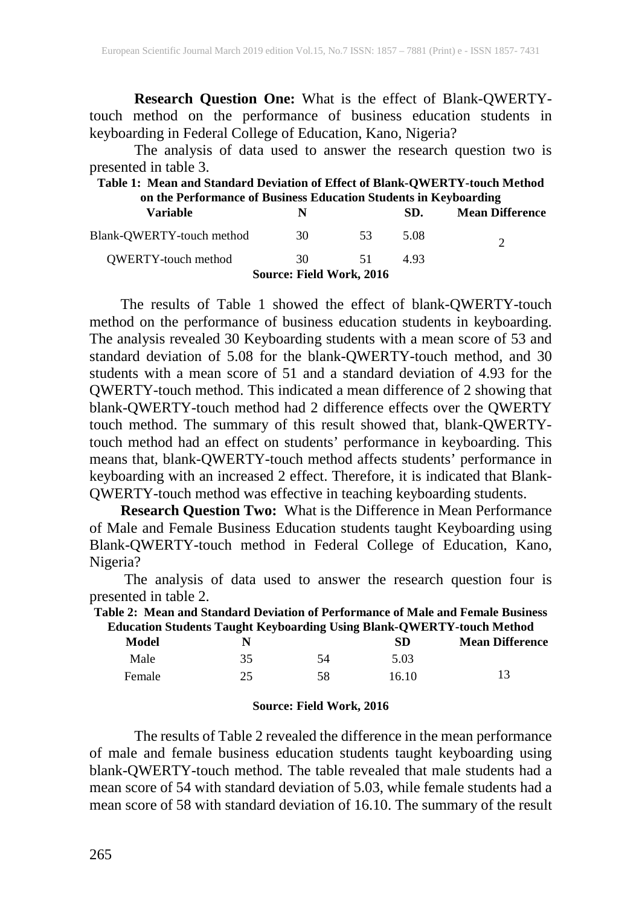**Research Question One:** What is the effect of Blank-QWERTY-touch method on the performance of business education students in keyboarding in Federal College of Education, Kano, Nigeria?

The analysis of data used to answer the research question two is presented in table 3.

**Table 1: Mean and Standard Deviation of Effect of Blank-QWERTY-touch Method on the Performance of Business Education Students in Keyboarding**

| Variable | N | | SD. | Mean Difference |
|---|---|---|---|---|
| Blank-QWERTY-touch method | 30 | 53 | 5.08 | 2 |
| QWERTY-touch method | 30 | 51 | 4.93 | |

**Source: Field Work, 2016**

The results of Table 1 showed the effect of blank-QWERTY-touch method on the performance of business education students in keyboarding. The analysis revealed 30 Keyboarding students with a mean score of 53 and standard deviation of 5.08 for the blank-QWERTY-touch method, and 30 students with a mean score of 51 and a standard deviation of 4.93 for the QWERTY-touch method. This indicated a mean difference of 2 showing that blank-QWERTY-touch method had 2 difference effects over the QWERTY touch method. The summary of this result showed that, blank-QWERTY-touch method had an effect on students' performance in keyboarding. This means that, blank-QWERTY-touch method affects students' performance in keyboarding with an increased 2 effect. Therefore, it is indicated that Blank-QWERTY-touch method was effective in teaching keyboarding students.

**Research Question Two:** What is the Difference in Mean Performance of Male and Female Business Education students taught Keyboarding using Blank-QWERTY-touch method in Federal College of Education, Kano, Nigeria?

The analysis of data used to answer the research question four is presented in table 2.

**Table 2: Mean and Standard Deviation of Performance of Male and Female Business Education Students Taught Keyboarding Using Blank-QWERTY-touch Method**

| Model | N | | SD | Mean Difference |
|---|---|---|---|---|
| Male | 35 | 54 | 5.03 | |
| Female | 25 | 58 | 16.10 | 13 |

**Source: Field Work, 2016**

The results of Table 2 revealed the difference in the mean performance of male and female business education students taught keyboarding using blank-QWERTY-touch method. The table revealed that male students had a mean score of 54 with standard deviation of 5.03, while female students had a mean score of 58 with standard deviation of 16.10. The summary of the result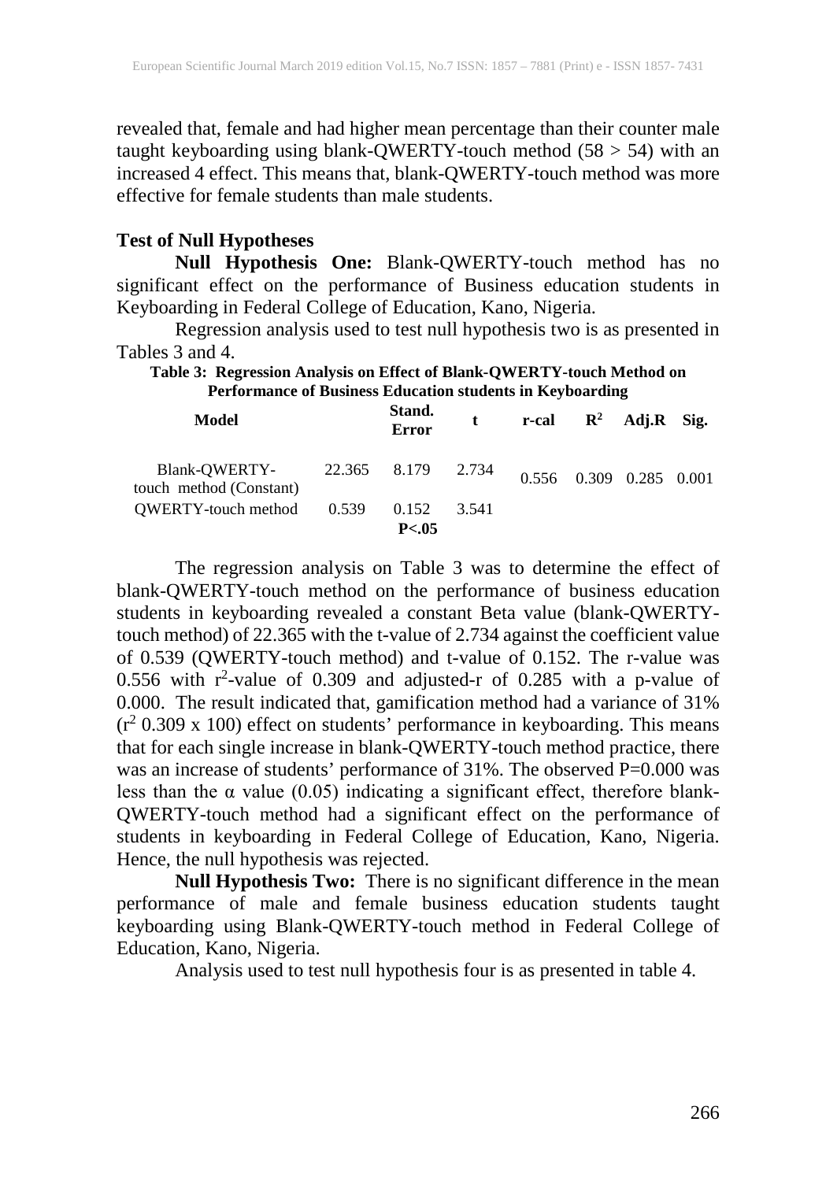revealed that, female and had higher mean percentage than their counter male taught keyboarding using blank-QWERTY-touch method (58 > 54) with an increased 4 effect. This means that, blank-QWERTY-touch method was more effective for female students than male students.

**Test of Null Hypotheses**

**Null Hypothesis One:** Blank-QWERTY-touch method has no significant effect on the performance of Business education students in Keyboarding in Federal College of Education, Kano, Nigeria.

Regression analysis used to test null hypothesis two is as presented in Tables 3 and 4.

**Table 3: Regression Analysis on Effect of Blank-QWERTY-touch Method on Performance of Business Education students in Keyboarding**

| Model | | Stand. Error | t | r-cal | $R^2$ | Adj.R | Sig. |
|---|---|---|---|---|---|---|---|
| Blank-QWERTY-touch method (Constant) | 22.365 | 8.179 | 2.734 | 0.556 | 0.309 | 0.285 | 0.001 |
| QWERTY-touch method | 0.539 | 0.152 | 3.541 | | | | |
| | | **P<.05** | | | | | |

The regression analysis on Table 3 was to determine the effect of blank-QWERTY-touch method on the performance of business education students in keyboarding revealed a constant Beta value (blank-QWERTY-touch method) of 22.365 with the t-value of 2.734 against the coefficient value of 0.539 (QWERTY-touch method) and t-value of 0.152. The r-value was 0.556 with $r^2$-value of 0.309 and adjusted-r of 0.285 with a p-value of 0.000. The result indicated that, gamification method had a variance of 31% ($r^2$ 0.309 x 100) effect on students' performance in keyboarding. This means that for each single increase in blank-QWERTY-touch method practice, there was an increase of students' performance of 31%. The observed P=0.000 was less than the α value (0.05) indicating a significant effect, therefore blank-QWERTY-touch method had a significant effect on the performance of students in keyboarding in Federal College of Education, Kano, Nigeria. Hence, the null hypothesis was rejected.

**Null Hypothesis Two:** There is no significant difference in the mean performance of male and female business education students taught keyboarding using Blank-QWERTY-touch method in Federal College of Education, Kano, Nigeria.

Analysis used to test null hypothesis four is as presented in table 4.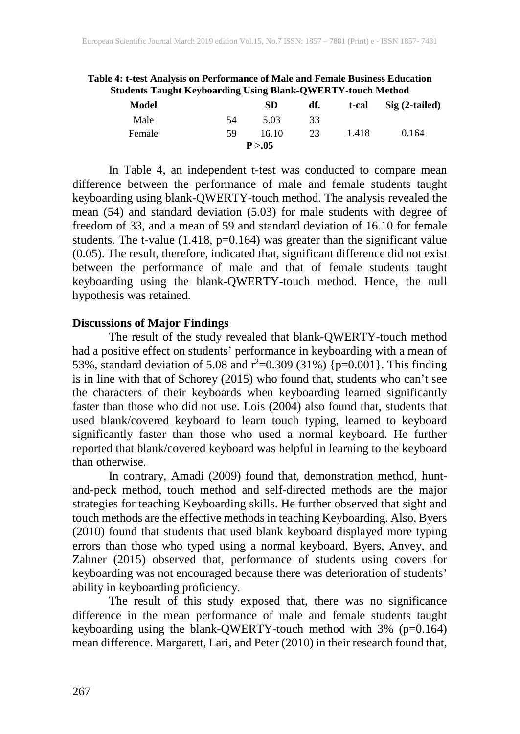**Table 4: t-test Analysis on Performance of Male and Female Business Education Students Taught Keyboarding Using Blank-QWERTY-touch Method**

| Model | | SD | df. | t-cal | Sig (2-tailed) |
|---|---|---|---|---|---|
| Male | 54 | 5.03 | 33 | | |
| Female | 59 | 16.10 | 23 | 1.418 | 0.164 |
| | | **P >.05** | | | |

In Table 4, an independent t-test was conducted to compare mean difference between the performance of male and female students taught keyboarding using blank-QWERTY-touch method. The analysis revealed the mean (54) and standard deviation (5.03) for male students with degree of freedom of 33, and a mean of 59 and standard deviation of 16.10 for female students. The t-value (1.418, p=0.164) was greater than the significant value (0.05). The result, therefore, indicated that, significant difference did not exist between the performance of male and that of female students taught keyboarding using the blank-QWERTY-touch method. Hence, the null hypothesis was retained.

## Discussions of Major Findings

The result of the study revealed that blank-QWERTY-touch method had a positive effect on students' performance in keyboarding with a mean of 53%, standard deviation of 5.08 and $r^2$=0.309 (31%) {p=0.001}. This finding is in line with that of Schorey (2015) who found that, students who can't see the characters of their keyboards when keyboarding learned significantly faster than those who did not use. Lois (2004) also found that, students that used blank/covered keyboard to learn touch typing, learned to keyboard significantly faster than those who used a normal keyboard. He further reported that blank/covered keyboard was helpful in learning to the keyboard than otherwise.

In contrary, Amadi (2009) found that, demonstration method, hunt-and-peck method, touch method and self-directed methods are the major strategies for teaching Keyboarding skills. He further observed that sight and touch methods are the effective methods in teaching Keyboarding. Also, Byers (2010) found that students that used blank keyboard displayed more typing errors than those who typed using a normal keyboard. Byers, Anvey, and Zahner (2015) observed that, performance of students using covers for keyboarding was not encouraged because there was deterioration of students' ability in keyboarding proficiency.

The result of this study exposed that, there was no significance difference in the mean performance of male and female students taught keyboarding using the blank-QWERTY-touch method with 3% (p=0.164) mean difference. Margarett, Lari, and Peter (2010) in their research found that,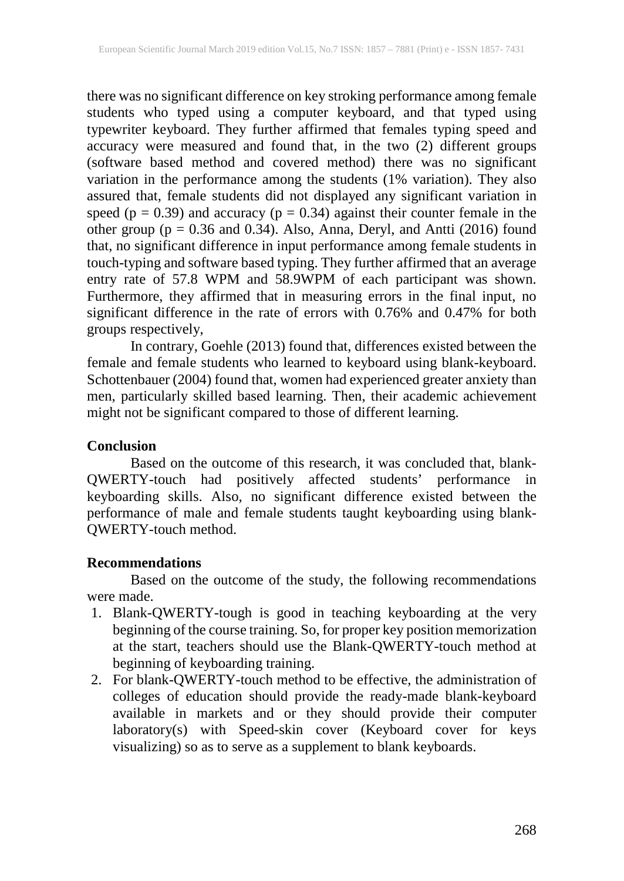there was no significant difference on key stroking performance among female students who typed using a computer keyboard, and that typed using typewriter keyboard. They further affirmed that females typing speed and accuracy were measured and found that, in the two (2) different groups (software based method and covered method) there was no significant variation in the performance among the students (1% variation). They also assured that, female students did not displayed any significant variation in speed ($p = 0.39$) and accuracy ($p = 0.34$) against their counter female in the other group ($p = 0.36$ and $0.34$). Also, Anna, Deryl, and Antti (2016) found that, no significant difference in input performance among female students in touch-typing and software based typing. They further affirmed that an average entry rate of 57.8 WPM and 58.9WPM of each participant was shown. Furthermore, they affirmed that in measuring errors in the final input, no significant difference in the rate of errors with 0.76% and 0.47% for both groups respectively,

In contrary, Goehle (2013) found that, differences existed between the female and female students who learned to keyboard using blank-keyboard. Schottenbauer (2004) found that, women had experienced greater anxiety than men, particularly skilled based learning. Then, their academic achievement might not be significant compared to those of different learning.

## Conclusion

Based on the outcome of this research, it was concluded that, blank-QWERTY-touch had positively affected students' performance in keyboarding skills. Also, no significant difference existed between the performance of male and female students taught keyboarding using blank-QWERTY-touch method.

## Recommendations

Based on the outcome of the study, the following recommendations were made.

1. Blank-QWERTY-tough is good in teaching keyboarding at the very beginning of the course training. So, for proper key position memorization at the start, teachers should use the Blank-QWERTY-touch method at beginning of keyboarding training.
2. For blank-QWERTY-touch method to be effective, the administration of colleges of education should provide the ready-made blank-keyboard available in markets and or they should provide their computer laboratory(s) with Speed-skin cover (Keyboard cover for keys visualizing) so as to serve as a supplement to blank keyboards.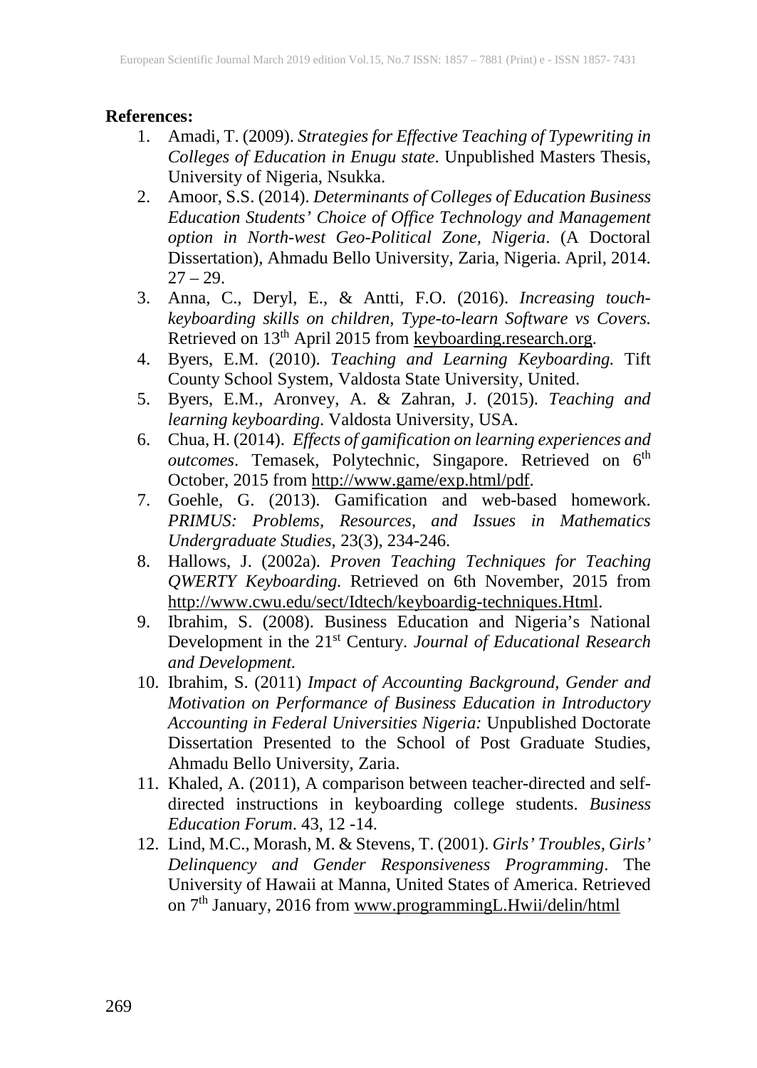**References:**

1. Amadi, T. (2009). *Strategies for Effective Teaching of Typewriting in Colleges of Education in Enugu state*. Unpublished Masters Thesis, University of Nigeria, Nsukka.
2. Amoor, S.S. (2014). *Determinants of Colleges of Education Business Education Students' Choice of Office Technology and Management option in North-west Geo-Political Zone, Nigeria*. (A Doctoral Dissertation), Ahmadu Bello University, Zaria, Nigeria. April, 2014. 27 – 29.
3. Anna, C., Deryl, E., & Antti, F.O. (2016). *Increasing touch-keyboarding skills on children, Type-to-learn Software vs Covers.* Retrieved on 13th April 2015 from keyboarding.research.org.
4. Byers, E.M. (2010). *Teaching and Learning Keyboarding.* Tift County School System, Valdosta State University, United.
5. Byers, E.M., Aronvey, A. & Zahran, J. (2015). *Teaching and learning keyboarding*. Valdosta University, USA.
6. Chua, H. (2014). *Effects of gamification on learning experiences and outcomes*. Temasek, Polytechnic, Singapore. Retrieved on 6th October, 2015 from http://www.game/exp.html/pdf.
7. Goehle, G. (2013). Gamification and web-based homework. *PRIMUS: Problems, Resources, and Issues in Mathematics Undergraduate Studies*, 23(3), 234-246.
8. Hallows, J. (2002a). *Proven Teaching Techniques for Teaching QWERTY Keyboarding.* Retrieved on 6th November, 2015 from http://www.cwu.edu/sect/Idtech/keyboardig-techniques.Html.
9. Ibrahim, S. (2008). Business Education and Nigeria's National Development in the 21st Century. *Journal of Educational Research and Development.*
10. Ibrahim, S. (2011) *Impact of Accounting Background, Gender and Motivation on Performance of Business Education in Introductory Accounting in Federal Universities Nigeria:* Unpublished Doctorate Dissertation Presented to the School of Post Graduate Studies, Ahmadu Bello University, Zaria.
11. Khaled, A. (2011), A comparison between teacher-directed and self-directed instructions in keyboarding college students. *Business Education Forum*. 43, 12 -14.
12. Lind, M.C., Morash, M. & Stevens, T. (2001). *Girls' Troubles, Girls' Delinquency and Gender Responsiveness Programming*. The University of Hawaii at Manna, United States of America. Retrieved on 7th January, 2016 from www.programmingL.Hwii/delin/html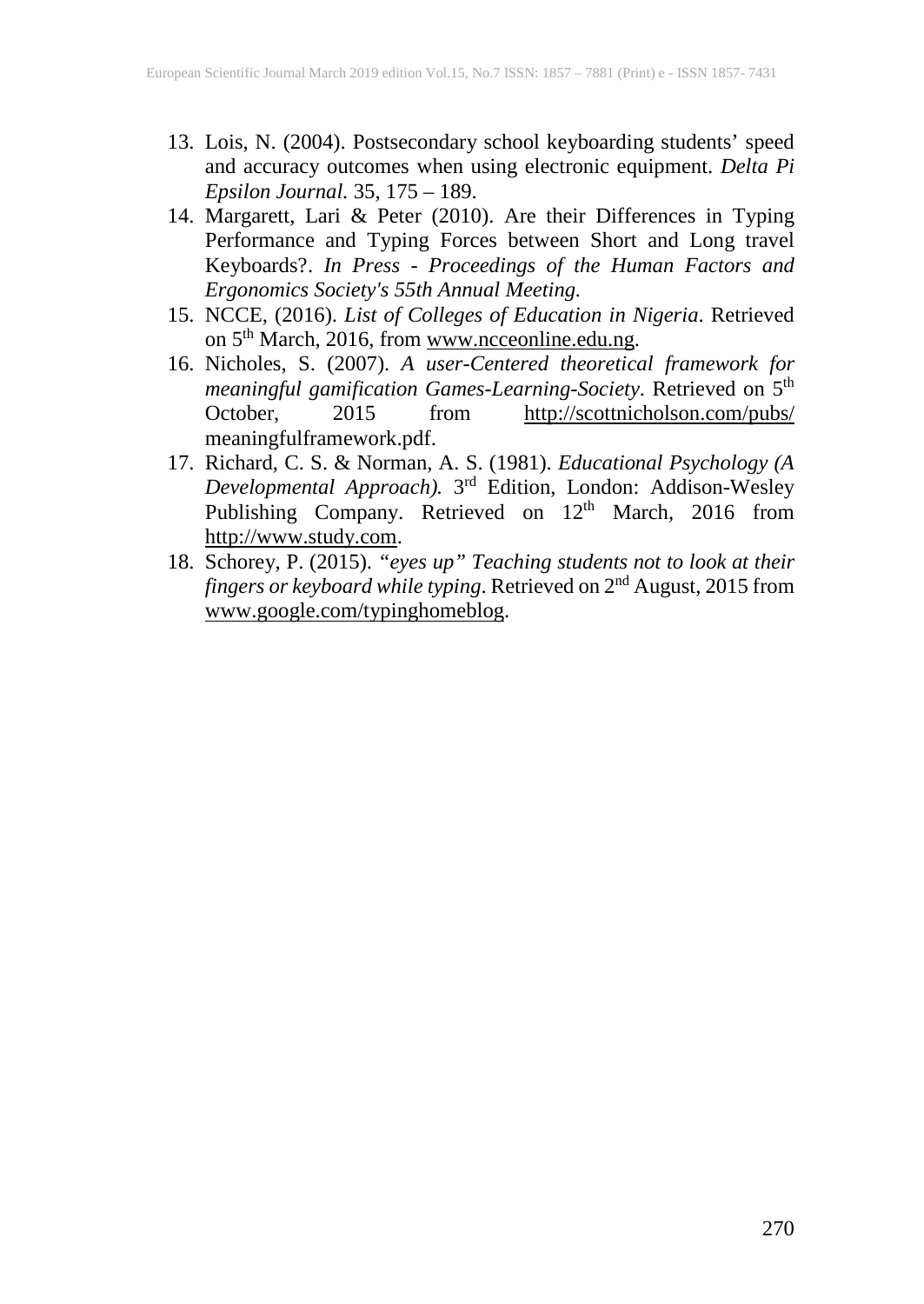13. Lois, N. (2004). Postsecondary school keyboarding students' speed and accuracy outcomes when using electronic equipment. *Delta Pi Epsilon Journal.* 35, 175 – 189.
14. Margarett, Lari & Peter (2010). Are their Differences in Typing Performance and Typing Forces between Short and Long travel Keyboards?. *In Press - Proceedings of the Human Factors and Ergonomics Society's 55th Annual Meeting.*
15. NCCE, (2016). *List of Colleges of Education in Nigeria*. Retrieved on 5th March, 2016, from www.ncceonline.edu.ng.
16. Nicholes, S. (2007). *A user-Centered theoretical framework for meaningful gamification Games-Learning-Society*. Retrieved on 5th October, 2015 from http://scottnicholson.com/pubs/meaningfulframework.pdf.
17. Richard, C. S. & Norman, A. S. (1981). *Educational Psychology (A Developmental Approach).* 3rd Edition, London: Addison-Wesley Publishing Company. Retrieved on 12th March, 2016 from http://www.study.com.
18. Schorey, P. (2015). *"eyes up" Teaching students not to look at their fingers or keyboard while typing*. Retrieved on 2nd August, 2015 from www.google.com/typinghomeblog.